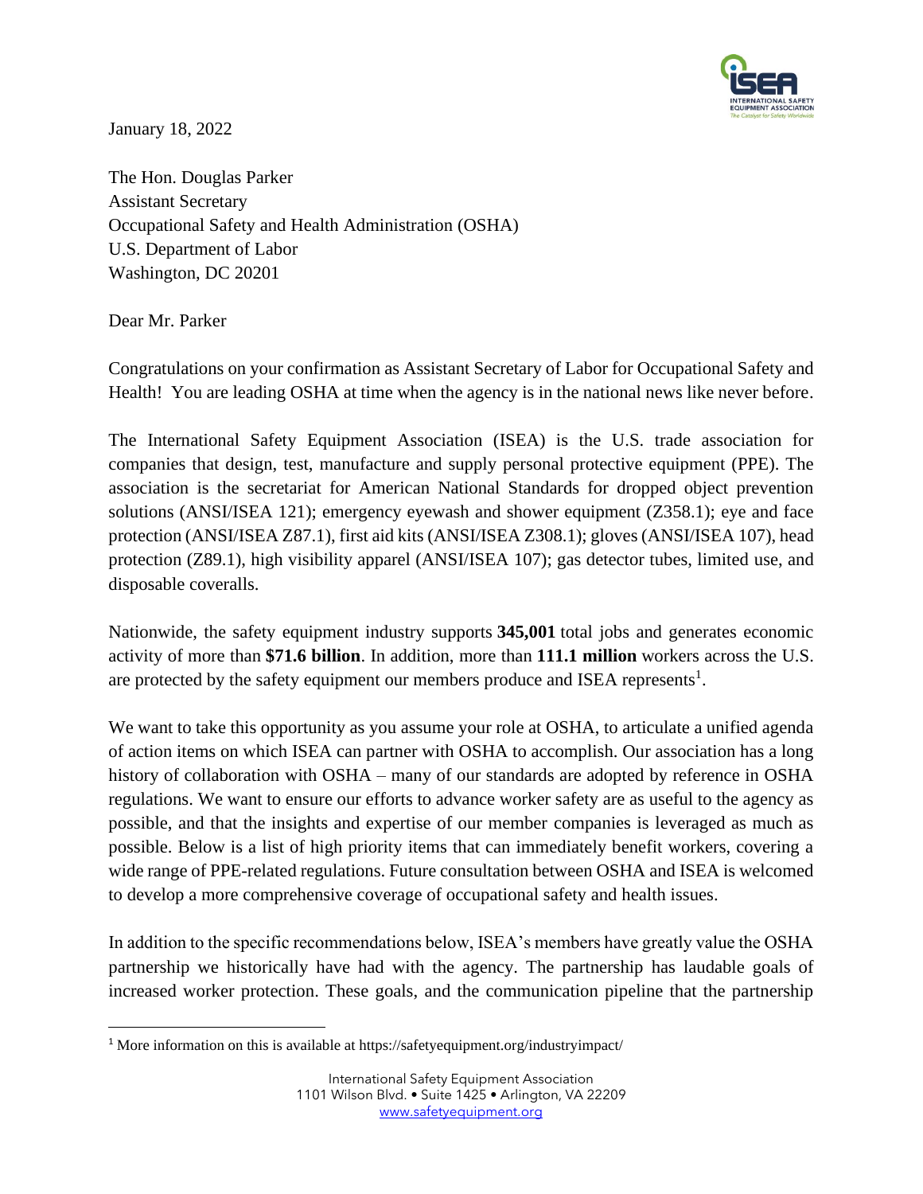January 18, 2022

The Hon. Douglas Parker
Assistant Secretary
Occupational Safety and Health Administration (OSHA)
U.S. Department of Labor
Washington, DC 20201

Dear Mr. Parker

Congratulations on your confirmation as Assistant Secretary of Labor for Occupational Safety and Health! You are leading OSHA at time when the agency is in the national news like never before.

The International Safety Equipment Association (ISEA) is the U.S. trade association for companies that design, test, manufacture and supply personal protective equipment (PPE). The association is the secretariat for American National Standards for dropped object prevention solutions (ANSI/ISEA 121); emergency eyewash and shower equipment (Z358.1); eye and face protection (ANSI/ISEA Z87.1), first aid kits (ANSI/ISEA Z308.1); gloves (ANSI/ISEA 107), head protection (Z89.1), high visibility apparel (ANSI/ISEA 107); gas detector tubes, limited use, and disposable coveralls.

Nationwide, the safety equipment industry supports **345,001** total jobs and generates economic activity of more than **$71.6 billion**. In addition, more than **111.1 million** workers across the U.S. are protected by the safety equipment our members produce and ISEA represents[1].

We want to take this opportunity as you assume your role at OSHA, to articulate a unified agenda of action items on which ISEA can partner with OSHA to accomplish. Our association has a long history of collaboration with OSHA – many of our standards are adopted by reference in OSHA regulations. We want to ensure our efforts to advance worker safety are as useful to the agency as possible, and that the insights and expertise of our member companies is leveraged as much as possible. Below is a list of high priority items that can immediately benefit workers, covering a wide range of PPE-related regulations. Future consultation between OSHA and ISEA is welcomed to develop a more comprehensive coverage of occupational safety and health issues.

In addition to the specific recommendations below, ISEA's members have greatly value the OSHA partnership we historically have had with the agency. The partnership has laudable goals of increased worker protection. These goals, and the communication pipeline that the partnership

[1] More information on this is available at https://safetyequipment.org/industryimpact/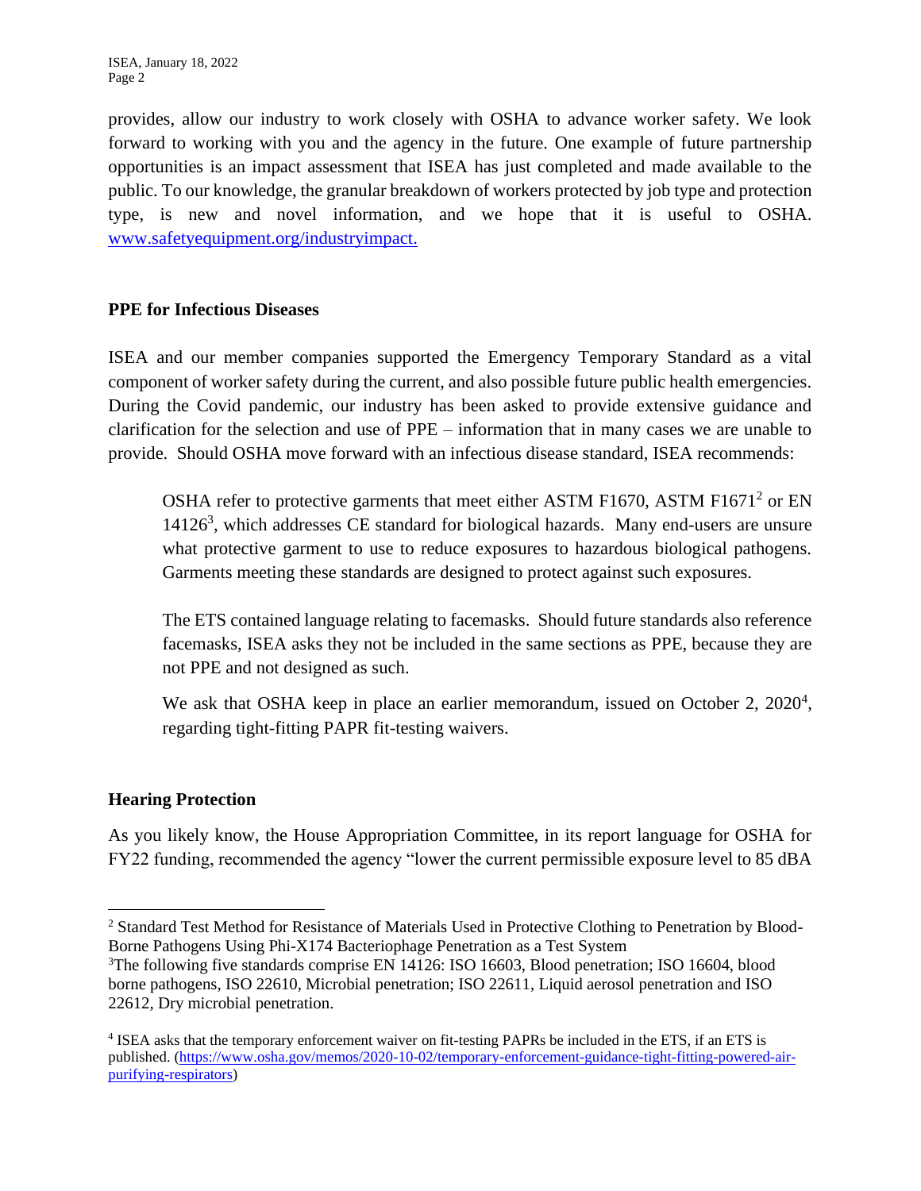provides, allow our industry to work closely with OSHA to advance worker safety. We look forward to working with you and the agency in the future. One example of future partnership opportunities is an impact assessment that ISEA has just completed and made available to the public. To our knowledge, the granular breakdown of workers protected by job type and protection type, is new and novel information, and we hope that it is useful to OSHA. [www.safetyequipment.org/industryimpact.](www.safetyequipment.org/industryimpact)

**PPE for Infectious Diseases**

ISEA and our member companies supported the Emergency Temporary Standard as a vital component of worker safety during the current, and also possible future public health emergencies. During the Covid pandemic, our industry has been asked to provide extensive guidance and clarification for the selection and use of PPE – information that in many cases we are unable to provide. Should OSHA move forward with an infectious disease standard, ISEA recommends:

> OSHA refer to protective garments that meet either ASTM F1670, ASTM F1671[2] or EN 14126[3], which addresses CE standard for biological hazards. Many end-users are unsure what protective garment to use to reduce exposures to hazardous biological pathogens. Garments meeting these standards are designed to protect against such exposures.
>
> The ETS contained language relating to facemasks. Should future standards also reference facemasks, ISEA asks they not be included in the same sections as PPE, because they are not PPE and not designed as such.
>
> We ask that OSHA keep in place an earlier memorandum, issued on October 2, 2020[4], regarding tight-fitting PAPR fit-testing waivers.

**Hearing Protection**

As you likely know, the House Appropriation Committee, in its report language for OSHA for FY22 funding, recommended the agency "lower the current permissible exposure level to 85 dBA

---

[2] Standard Test Method for Resistance of Materials Used in Protective Clothing to Penetration by Blood-Borne Pathogens Using Phi-X174 Bacteriophage Penetration as a Test System

[3] The following five standards comprise EN 14126: ISO 16603, Blood penetration; ISO 16604, blood borne pathogens, ISO 22610, Microbial penetration; ISO 22611, Liquid aerosol penetration and ISO 22612, Dry microbial penetration.

[4] ISEA asks that the temporary enforcement waiver on fit-testing PAPRs be included in the ETS, if an ETS is published. ([https://www.osha.gov/memos/2020-10-02/temporary-enforcement-guidance-tight-fitting-powered-air-purifying-respirators](https://www.osha.gov/memos/2020-10-02/temporary-enforcement-guidance-tight-fitting-powered-air-purifying-respirators))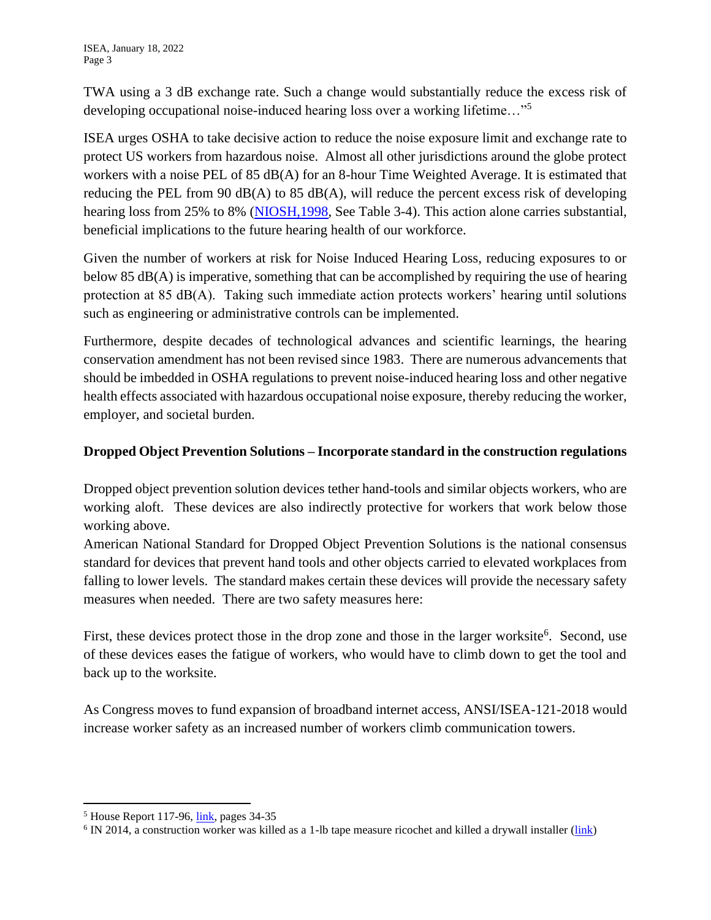TWA using a 3 dB exchange rate. Such a change would substantially reduce the excess risk of developing occupational noise-induced hearing loss over a working lifetime…"[5]

ISEA urges OSHA to take decisive action to reduce the noise exposure limit and exchange rate to protect US workers from hazardous noise. Almost all other jurisdictions around the globe protect workers with a noise PEL of 85 dB(A) for an 8-hour Time Weighted Average. It is estimated that reducing the PEL from 90 dB(A) to 85 dB(A), will reduce the percent excess risk of developing hearing loss from 25% to 8% ([NIOSH,1998](), See Table 3-4). This action alone carries substantial, beneficial implications to the future hearing health of our workforce.

Given the number of workers at risk for Noise Induced Hearing Loss, reducing exposures to or below 85 dB(A) is imperative, something that can be accomplished by requiring the use of hearing protection at 85 dB(A). Taking such immediate action protects workers' hearing until solutions such as engineering or administrative controls can be implemented.

Furthermore, despite decades of technological advances and scientific learnings, the hearing conservation amendment has not been revised since 1983. There are numerous advancements that should be imbedded in OSHA regulations to prevent noise-induced hearing loss and other negative health effects associated with hazardous occupational noise exposure, thereby reducing the worker, employer, and societal burden.

**Dropped Object Prevention Solutions – Incorporate standard in the construction regulations**

Dropped object prevention solution devices tether hand-tools and similar objects workers, who are working aloft. These devices are also indirectly protective for workers that work below those working above.
American National Standard for Dropped Object Prevention Solutions is the national consensus standard for devices that prevent hand tools and other objects carried to elevated workplaces from falling to lower levels. The standard makes certain these devices will provide the necessary safety measures when needed. There are two safety measures here:

First, these devices protect those in the drop zone and those in the larger worksite[6]. Second, use of these devices eases the fatigue of workers, who would have to climb down to get the tool and back up to the worksite.

As Congress moves to fund expansion of broadband internet access, ANSI/ISEA-121-2018 would increase worker safety as an increased number of workers climb communication towers.

---

[5] House Report 117-96, [link](), pages 34-35

[6] IN 2014, a construction worker was killed as a 1-lb tape measure ricochet and killed a drywall installer ([link]())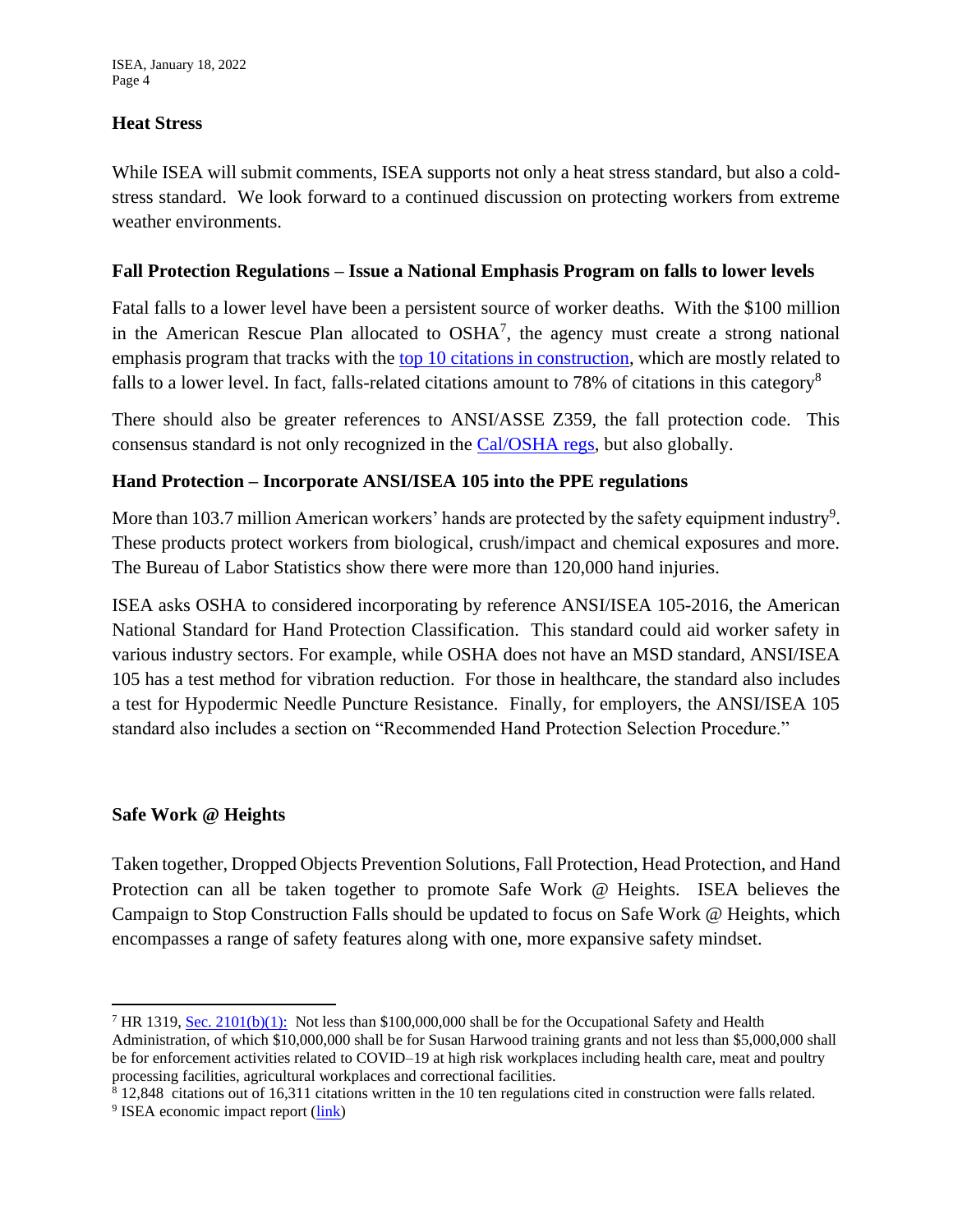**Heat Stress**

While ISEA will submit comments, ISEA supports not only a heat stress standard, but also a cold-stress standard. We look forward to a continued discussion on protecting workers from extreme weather environments.

**Fall Protection Regulations – Issue a National Emphasis Program on falls to lower levels**

Fatal falls to a lower level have been a persistent source of worker deaths. With the $100 million in the American Rescue Plan allocated to OSHA[7], the agency must create a strong national emphasis program that tracks with the top 10 citations in construction, which are mostly related to falls to a lower level. In fact, falls-related citations amount to 78% of citations in this category[8]

There should also be greater references to ANSI/ASSE Z359, the fall protection code. This consensus standard is not only recognized in the Cal/OSHA regs, but also globally.

**Hand Protection – Incorporate ANSI/ISEA 105 into the PPE regulations**

More than 103.7 million American workers' hands are protected by the safety equipment industry[9]. These products protect workers from biological, crush/impact and chemical exposures and more. The Bureau of Labor Statistics show there were more than 120,000 hand injuries.

ISEA asks OSHA to considered incorporating by reference ANSI/ISEA 105-2016, the American National Standard for Hand Protection Classification. This standard could aid worker safety in various industry sectors. For example, while OSHA does not have an MSD standard, ANSI/ISEA 105 has a test method for vibration reduction. For those in healthcare, the standard also includes a test for Hypodermic Needle Puncture Resistance. Finally, for employers, the ANSI/ISEA 105 standard also includes a section on "Recommended Hand Protection Selection Procedure."

**Safe Work @ Heights**

Taken together, Dropped Objects Prevention Solutions, Fall Protection, Head Protection, and Hand Protection can all be taken together to promote Safe Work @ Heights. ISEA believes the Campaign to Stop Construction Falls should be updated to focus on Safe Work @ Heights, which encompasses a range of safety features along with one, more expansive safety mindset.

---

[7] HR 1319, Sec. 2101(b)(1): Not less than $100,000,000 shall be for the Occupational Safety and Health Administration, of which $10,000,000 shall be for Susan Harwood training grants and not less than $5,000,000 shall be for enforcement activities related to COVID–19 at high risk workplaces including health care, meat and poultry processing facilities, agricultural workplaces and correctional facilities.

[8] 12,848 citations out of 16,311 citations written in the 10 ten regulations cited in construction were falls related.

[9] ISEA economic impact report (link)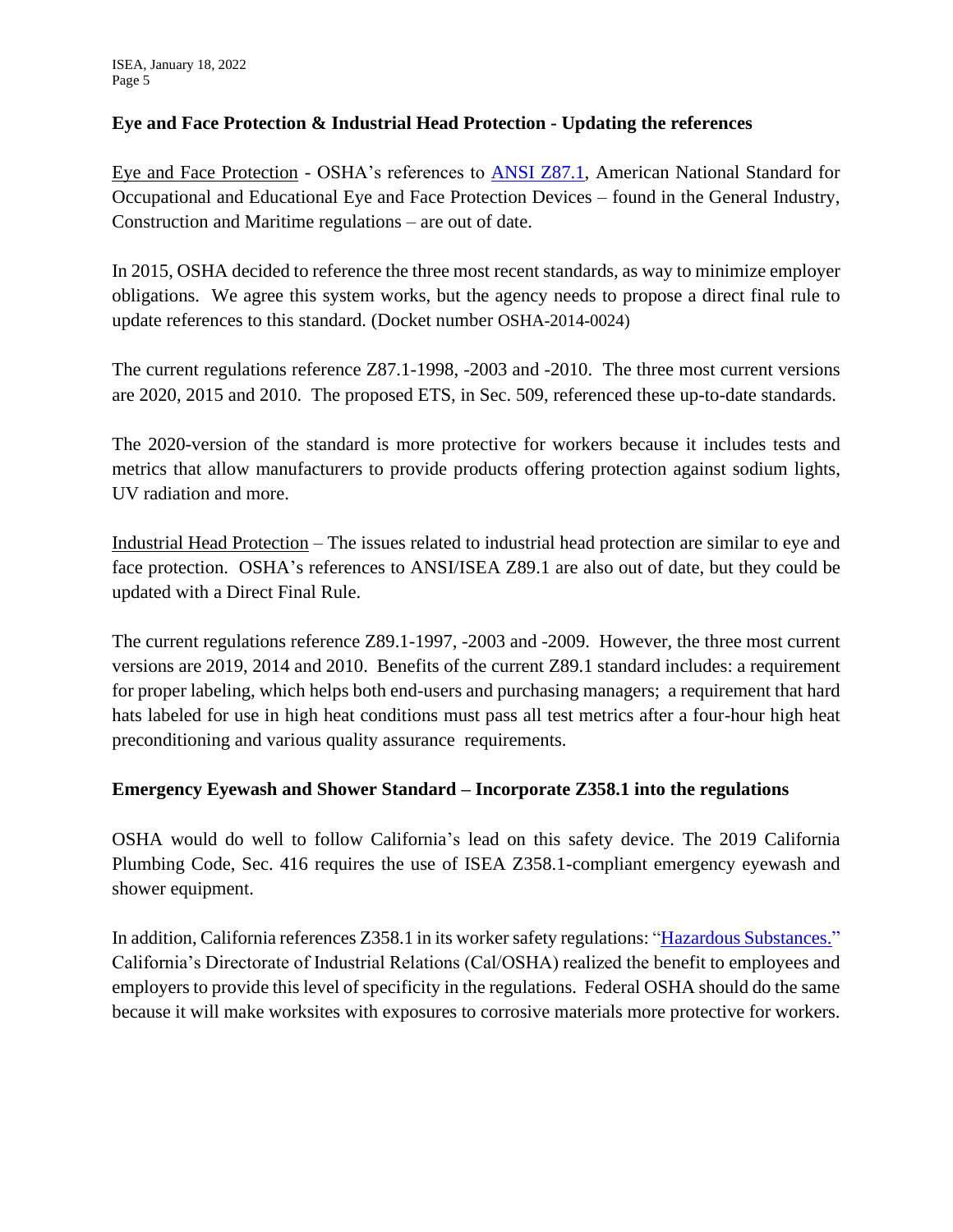### Eye and Face Protection & Industrial Head Protection - Updating the references

Eye and Face Protection - OSHA's references to ANSI Z87.1, American National Standard for Occupational and Educational Eye and Face Protection Devices – found in the General Industry, Construction and Maritime regulations – are out of date.

In 2015, OSHA decided to reference the three most recent standards, as way to minimize employer obligations. We agree this system works, but the agency needs to propose a direct final rule to update references to this standard. (Docket number OSHA-2014-0024)

The current regulations reference Z87.1-1998, -2003 and -2010. The three most current versions are 2020, 2015 and 2010. The proposed ETS, in Sec. 509, referenced these up-to-date standards.

The 2020-version of the standard is more protective for workers because it includes tests and metrics that allow manufacturers to provide products offering protection against sodium lights, UV radiation and more.

Industrial Head Protection – The issues related to industrial head protection are similar to eye and face protection. OSHA's references to ANSI/ISEA Z89.1 are also out of date, but they could be updated with a Direct Final Rule.

The current regulations reference Z89.1-1997, -2003 and -2009. However, the three most current versions are 2019, 2014 and 2010. Benefits of the current Z89.1 standard includes: a requirement for proper labeling, which helps both end-users and purchasing managers; a requirement that hard hats labeled for use in high heat conditions must pass all test metrics after a four-hour high heat preconditioning and various quality assurance requirements.

### Emergency Eyewash and Shower Standard – Incorporate Z358.1 into the regulations

OSHA would do well to follow California's lead on this safety device. The 2019 California Plumbing Code, Sec. 416 requires the use of ISEA Z358.1-compliant emergency eyewash and shower equipment.

In addition, California references Z358.1 in its worker safety regulations: "Hazardous Substances." California's Directorate of Industrial Relations (Cal/OSHA) realized the benefit to employees and employers to provide this level of specificity in the regulations. Federal OSHA should do the same because it will make worksites with exposures to corrosive materials more protective for workers.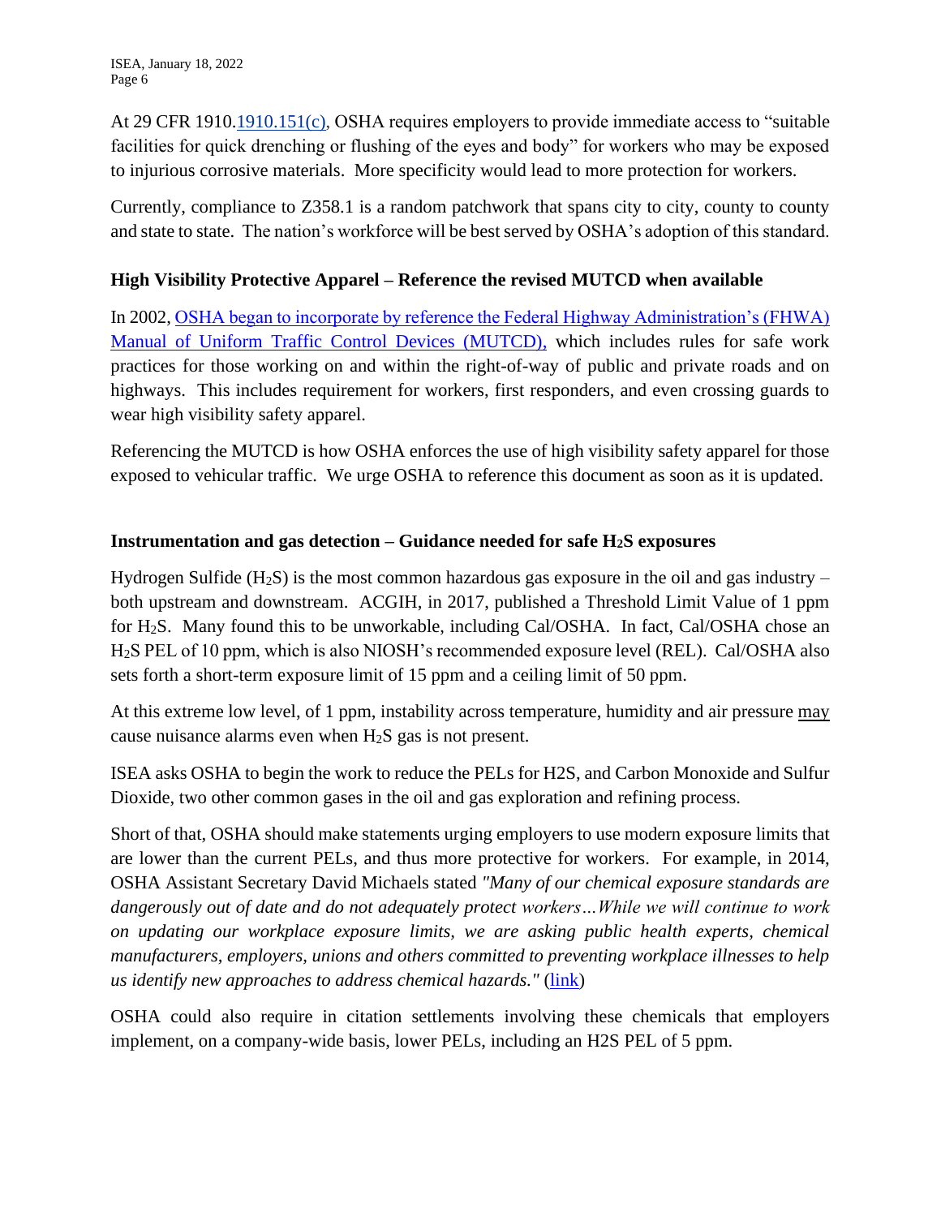At 29 CFR 1910.[1910.151(c)](), OSHA requires employers to provide immediate access to "suitable facilities for quick drenching or flushing of the eyes and body" for workers who may be exposed to injurious corrosive materials. More specificity would lead to more protection for workers.

Currently, compliance to Z358.1 is a random patchwork that spans city to city, county to county and state to state. The nation's workforce will be best served by OSHA's adoption of this standard.

### High Visibility Protective Apparel – Reference the revised MUTCD when available

In 2002, [OSHA began to incorporate by reference the Federal Highway Administration's (FHWA) Manual of Uniform Traffic Control Devices (MUTCD),]() which includes rules for safe work practices for those working on and within the right-of-way of public and private roads and on highways. This includes requirement for workers, first responders, and even crossing guards to wear high visibility safety apparel.

Referencing the MUTCD is how OSHA enforces the use of high visibility safety apparel for those exposed to vehicular traffic. We urge OSHA to reference this document as soon as it is updated.

### Instrumentation and gas detection – Guidance needed for safe $H_2S$ exposures

Hydrogen Sulfide ($H_2S$) is the most common hazardous gas exposure in the oil and gas industry – both upstream and downstream. ACGIH, in 2017, published a Threshold Limit Value of 1 ppm for $H_2S$. Many found this to be unworkable, including Cal/OSHA. In fact, Cal/OSHA chose an $H_2S$ PEL of 10 ppm, which is also NIOSH's recommended exposure level (REL). Cal/OSHA also sets forth a short-term exposure limit of 15 ppm and a ceiling limit of 50 ppm.

At this extreme low level, of 1 ppm, instability across temperature, humidity and air pressure <u>may</u> cause nuisance alarms even when $H_2S$ gas is not present.

ISEA asks OSHA to begin the work to reduce the PELs for H2S, and Carbon Monoxide and Sulfur Dioxide, two other common gases in the oil and gas exploration and refining process.

Short of that, OSHA should make statements urging employers to use modern exposure limits that are lower than the current PELs, and thus more protective for workers. For example, in 2014, OSHA Assistant Secretary David Michaels stated *"Many of our chemical exposure standards are dangerously out of date and do not adequately protect workers…While we will continue to work on updating our workplace exposure limits, we are asking public health experts, chemical manufacturers, employers, unions and others committed to preventing workplace illnesses to help us identify new approaches to address chemical hazards."* ([link]())

OSHA could also require in citation settlements involving these chemicals that employers implement, on a company-wide basis, lower PELs, including an H2S PEL of 5 ppm.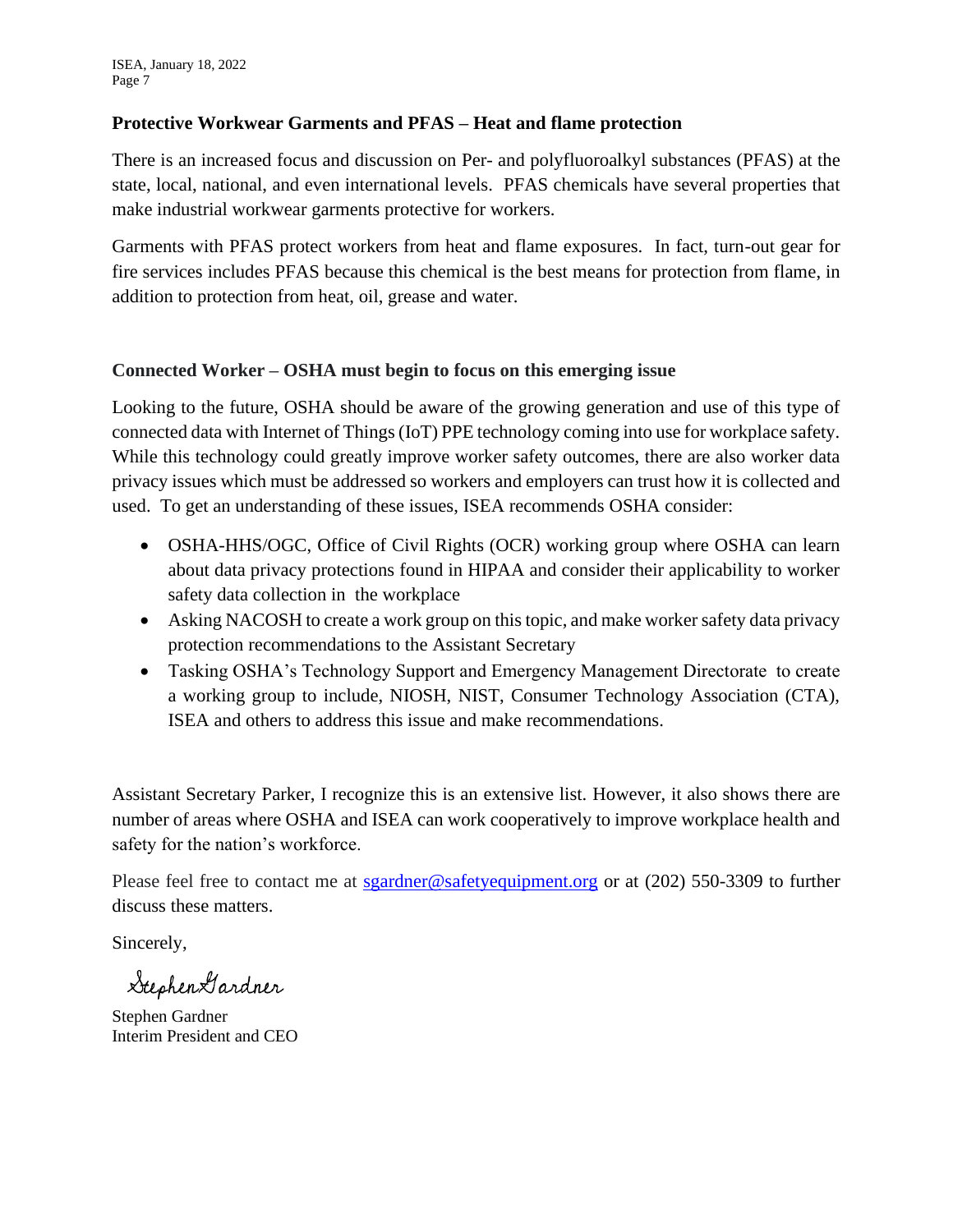**Protective Workwear Garments and PFAS – Heat and flame protection**

There is an increased focus and discussion on Per- and polyfluoroalkyl substances (PFAS) at the state, local, national, and even international levels. PFAS chemicals have several properties that make industrial workwear garments protective for workers.

Garments with PFAS protect workers from heat and flame exposures. In fact, turn-out gear for fire services includes PFAS because this chemical is the best means for protection from flame, in addition to protection from heat, oil, grease and water.

**Connected Worker – OSHA must begin to focus on this emerging issue**

Looking to the future, OSHA should be aware of the growing generation and use of this type of connected data with Internet of Things (IoT) PPE technology coming into use for workplace safety. While this technology could greatly improve worker safety outcomes, there are also worker data privacy issues which must be addressed so workers and employers can trust how it is collected and used. To get an understanding of these issues, ISEA recommends OSHA consider:

- OSHA-HHS/OGC, Office of Civil Rights (OCR) working group where OSHA can learn about data privacy protections found in HIPAA and consider their applicability to worker safety data collection in the workplace
- Asking NACOSH to create a work group on this topic, and make worker safety data privacy protection recommendations to the Assistant Secretary
- Tasking OSHA's Technology Support and Emergency Management Directorate to create a working group to include, NIOSH, NIST, Consumer Technology Association (CTA), ISEA and others to address this issue and make recommendations.

Assistant Secretary Parker, I recognize this is an extensive list. However, it also shows there are number of areas where OSHA and ISEA can work cooperatively to improve workplace health and safety for the nation's workforce.

Please feel free to contact me at sgardner@safetyequipment.org or at (202) 550-3309 to further discuss these matters.

Sincerely,

Stephen Gardner

Stephen Gardner
Interim President and CEO